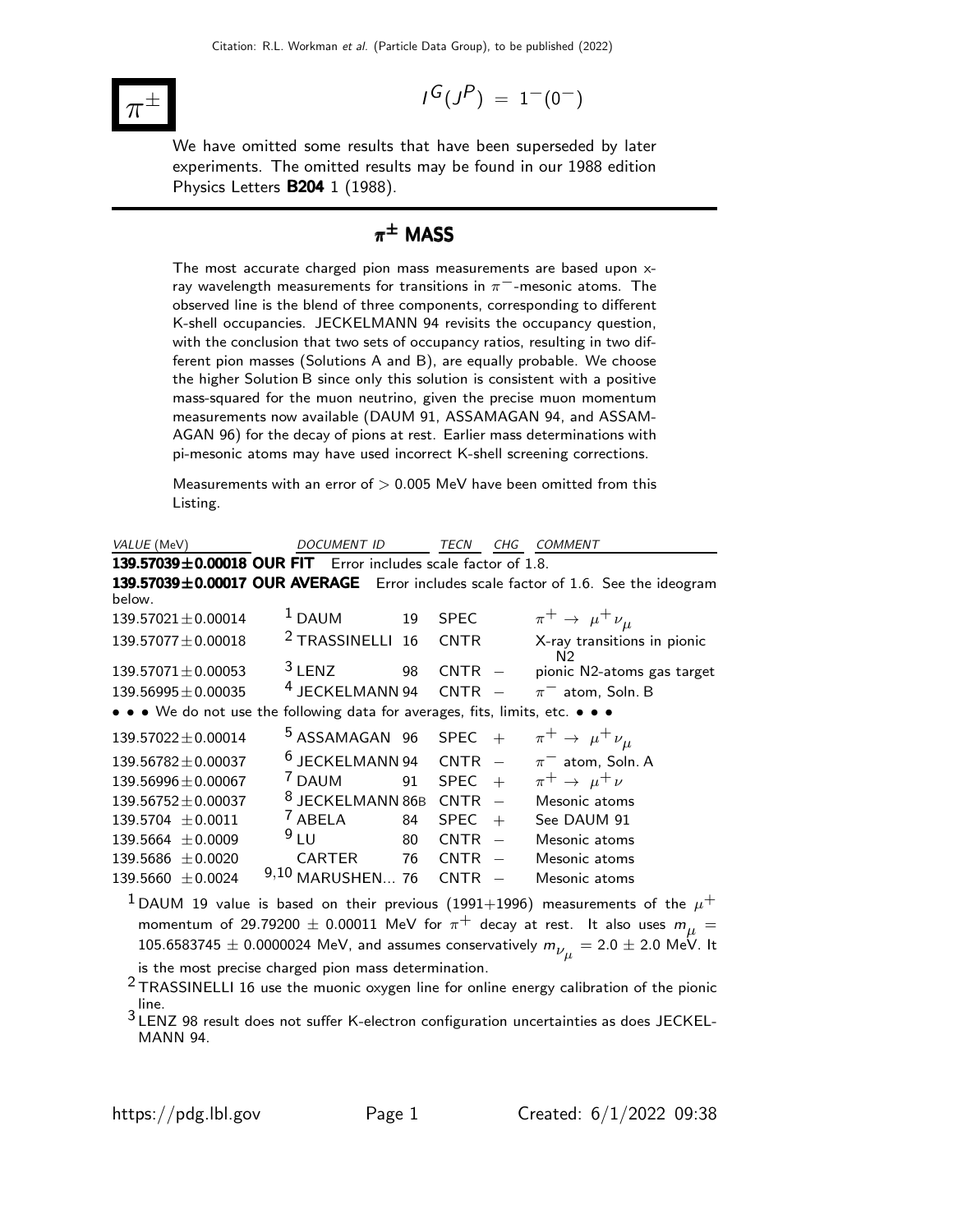# $\pi^{\pm}$

$I^G(J^P) = 1^-(0^-)$

We have omitted some results that have been superseded by later experiments. The omitted results may be found in our 1988 edition Physics Letters **B204** 1 (1988).

## $\pi^{\pm}$ MASS

The most accurate charged pion mass measurements are based upon x-ray wavelength measurements for transitions in $\pi^-$-mesonic atoms. The observed line is the blend of three components, corresponding to different K-shell occupancies. JECKELMANN 94 revisits the occupancy question, with the conclusion that two sets of occupancy ratios, resulting in two different pion masses (Solutions A and B), are equally probable. We choose the higher Solution B since only this solution is consistent with a positive mass-squared for the muon neutrino, given the precise muon momentum measurements now available (DAUM 91, ASSAMAGAN 94, and ASSAMAGAN 96) for the decay of pions at rest. Earlier mass determinations with pi-mesonic atoms may have used incorrect K-shell screening corrections.

Measurements with an error of $> 0.005$ MeV have been omitted from this Listing.

| *VALUE* (MeV) | *DOCUMENT ID* | | *TECN* | *CHG* | *COMMENT* |
|---|---|---|---|---|---|
| **139.57039±0.00018 OUR FIT** Error includes scale factor of 1.8. | | | | | |
| **139.57039±0.00017 OUR AVERAGE** Error includes scale factor of 1.6. See the ideogram below. | | | | | |
| 139.57021±0.00014 | [1] DAUM | 19 | SPEC | | $\pi^+ \to \mu^+ \nu_\mu$ |
| 139.57077±0.00018 | [2] TRASSINELLI | 16 | CNTR | | X-ray transitions in pionic N2 |
| 139.57071±0.00053 | [3] LENZ | 98 | CNTR | $-$ | pionic N2-atoms gas target |
| 139.56995±0.00035 | [4] JECKELMANN | 94 | CNTR | $-$ | $\pi^-$ atom, Soln. B |
| • • • We do not use the following data for averages, fits, limits, etc. • • • | | | | | |
| 139.57022±0.00014 | [5] ASSAMAGAN | 96 | SPEC | $+$ | $\pi^+ \to \mu^+ \nu_\mu$ |
| 139.56782±0.00037 | [6] JECKELMANN | 94 | CNTR | $-$ | $\pi^-$ atom, Soln. A |
| 139.56996±0.00067 | [7] DAUM | 91 | SPEC | $+$ | $\pi^+ \to \mu^+ \nu$ |
| 139.56752±0.00037 | [8] JECKELMANN | 86B | CNTR | $-$ | Mesonic atoms |
| 139.5704 ±0.0011 | [7] ABELA | 84 | SPEC | $+$ | See DAUM 91 |
| 139.5664 ±0.0009 | [9] LU | 80 | CNTR | $-$ | Mesonic atoms |
| 139.5686 ±0.0020 | CARTER | 76 | CNTR | $-$ | Mesonic atoms |
| 139.5660 ±0.0024 | [9,10] MARUSHEN... | 76 | CNTR | $-$ | Mesonic atoms |

[1] DAUM 19 value is based on their previous (1991+1996) measurements of the $\mu^+$ momentum of 29.79200 ± 0.00011 MeV for $\pi^+$ decay at rest. It also uses $m_\mu$ = 105.6583745 ± 0.0000024 MeV, and assumes conservatively $m_{\nu_\mu} = 2.0 \pm 2.0$ MeV. It is the most precise charged pion mass determination.

[2] TRASSINELLI 16 use the muonic oxygen line for online energy calibration of the pionic line.

[3] LENZ 98 result does not suffer K-electron configuration uncertainties as does JECKELMANN 94.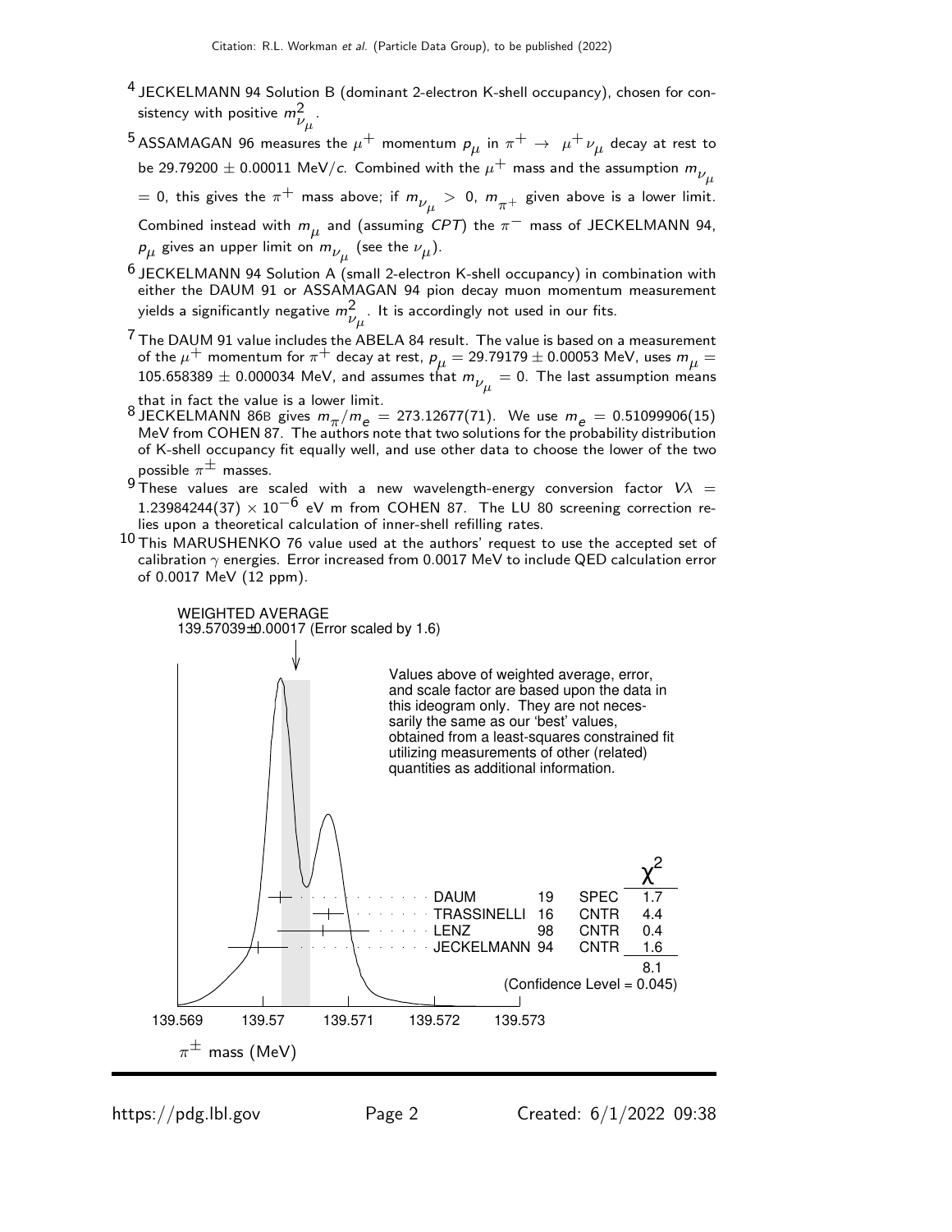[4] JECKELMANN 94 Solution B (dominant 2-electron K-shell occupancy), chosen for consistency with positive $m^2_{\nu_\mu}$.

[5] ASSAMAGAN 96 measures the $\mu^+$ momentum $p_\mu$ in $\pi^+ \rightarrow \mu^+ \nu_\mu$ decay at rest to be 29.79200 $\pm$ 0.00011 MeV/$c$. Combined with the $\mu^+$ mass and the assumption $m_{\nu_\mu} = 0$, this gives the $\pi^+$ mass above; if $m_{\nu_\mu} > 0$, $m_{\pi^+}$ given above is a lower limit. Combined instead with $m_\mu$ and (assuming *CPT*) the $\pi^-$ mass of JECKELMANN 94, $p_\mu$ gives an upper limit on $m_{\nu_\mu}$ (see the $\nu_\mu$).

[6] JECKELMANN 94 Solution A (small 2-electron K-shell occupancy) in combination with either the DAUM 91 or ASSAMAGAN 94 pion decay muon momentum measurement yields a significantly negative $m^2_{\nu_\mu}$. It is accordingly not used in our fits.

[7] The DAUM 91 value includes the ABELA 84 result. The value is based on a measurement of the $\mu^+$ momentum for $\pi^+$ decay at rest, $p_\mu = 29.79179 \pm 0.00053$ MeV, uses $m_\mu = 105.658389 \pm 0.000034$ MeV, and assumes that $m_{\nu_\mu} = 0$. The last assumption means that in fact the value is a lower limit.

[8] JECKELMANN 86B gives $m_\pi / m_e$ = 273.12677(71). We use $m_e$ = 0.51099906(15) MeV from COHEN 87. The authors note that two solutions for the probability distribution of K-shell occupancy fit equally well, and use other data to choose the lower of the two possible $\pi^\pm$ masses.

[9] These values are scaled with a new wavelength-energy conversion factor $V\lambda = 1.23984244(37) \times 10^{-6}$ eV m from COHEN 87. The LU 80 screening correction relies upon a theoretical calculation of inner-shell refilling rates.

[10] This MARUSHENKO 76 value used at the authors' request to use the accepted set of calibration $\gamma$ energies. Error increased from 0.0017 MeV to include QED calculation error of 0.0017 MeV (12 ppm).

WEIGHTED AVERAGE
139.57039±0.00017 (Error scaled by 1.6)

Values above of weighted average, error, and scale factor are based upon the data in this ideogram only. They are not necessarily the same as our 'best' values, obtained from a least-squares constrained fit utilizing measurements of other (related) quantities as additional information.

| | | | $\chi^2$ |
|---|---|---|---|
| DAUM | 19 | SPEC | 1.7 |
| TRASSINELLI | 16 | CNTR | 4.4 |
| LENZ | 98 | CNTR | 0.4 |
| JECKELMANN | 94 | CNTR | 1.6 |
| | | | 8.1 |

(Confidence Level = 0.045)

$\pi^\pm$ mass (MeV)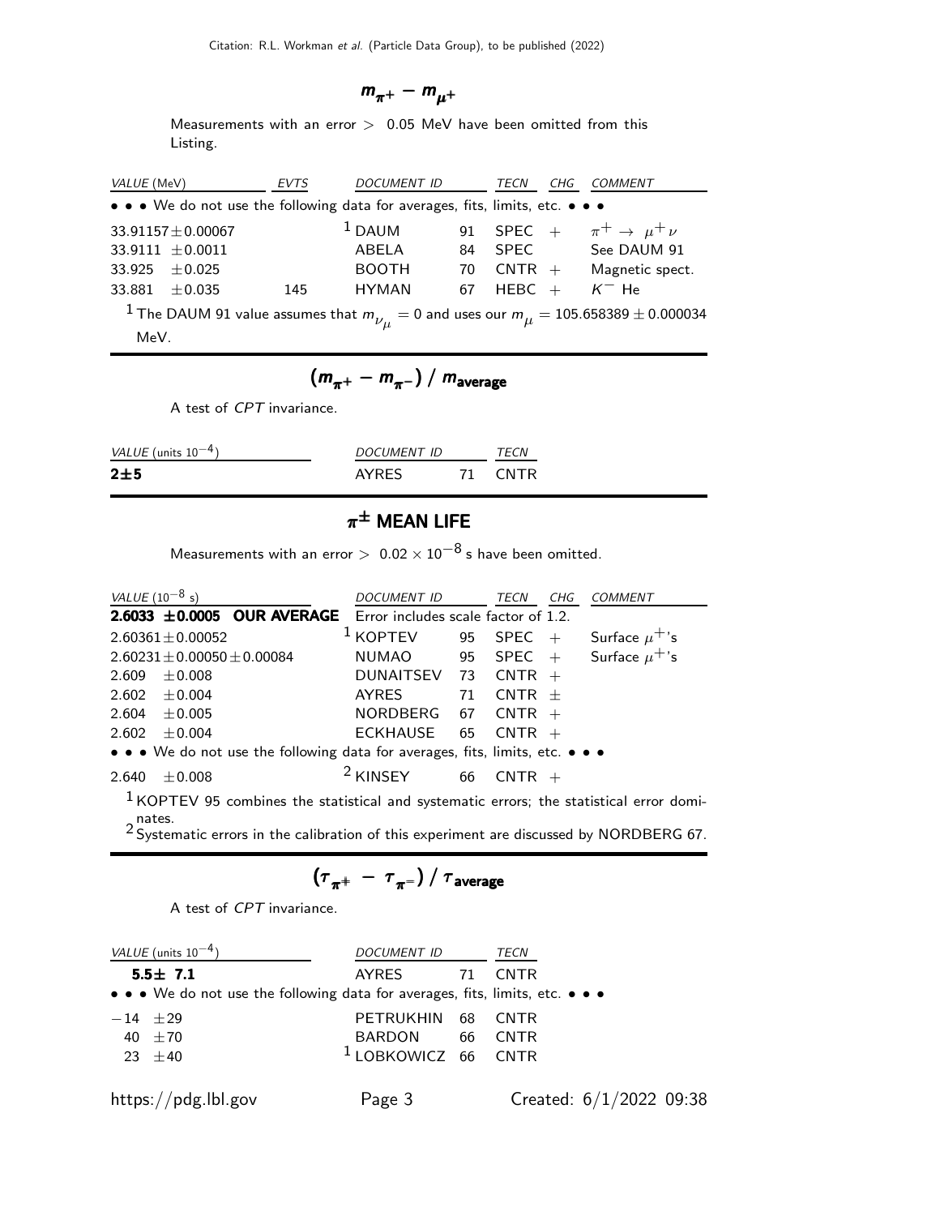## $m_{\pi^+} - m_{\mu^+}$

Measurements with an error > 0.05 MeV have been omitted from this Listing.

| VALUE (MeV) | EVTS | DOCUMENT ID | | TECN | CHG | COMMENT |
|---|---|---|---|---|---|---|
| • • • We do not use the following data for averages, fits, limits, etc. • • • | | | | | | |
| 33.91157±0.00067 | | [1] DAUM | 91 | SPEC | + | $\pi^+ \to \mu^+ \nu$ |
| 33.9111 ±0.0011 | | ABELA | 84 | SPEC | | See DAUM 91 |
| 33.925 ±0.025 | | BOOTH | 70 | CNTR | + | Magnetic spect. |
| 33.881 ±0.035 | 145 | HYMAN | 67 | HEBC | + | $K^-$ He |

[1] The DAUM 91 value assumes that $m_{\nu_\mu} = 0$ and uses our $m_\mu = 105.658389 \pm 0.000034$ MeV.

## $(m_{\pi^+} - m_{\pi^-}) / m_{\text{average}}$

A test of *CPT* invariance.

| VALUE (units $10^{-4}$) | DOCUMENT ID | | TECN |
|---|---|---|---|
| **2±5** | AYRES | 71 | CNTR |

## $\pi^\pm$ MEAN LIFE

Measurements with an error > $0.02 \times 10^{-8}$ s have been omitted.

| VALUE ($10^{-8}$ s) | DOCUMENT ID | | TECN | CHG | COMMENT |
|---|---|---|---|---|---|
| **2.6033 ±0.0005 OUR AVERAGE** | Error includes scale factor of 1.2. | | | | |
| 2.60361±0.00052 | [1] KOPTEV | 95 | SPEC | + | Surface $\mu^+$'s |
| 2.60231±0.00050±0.00084 | NUMAO | 95 | SPEC | + | Surface $\mu^+$'s |
| 2.609 ±0.008 | DUNAITSEV | 73 | CNTR | + | |
| 2.602 ±0.004 | AYRES | 71 | CNTR | ± | |
| 2.604 ±0.005 | NORDBERG | 67 | CNTR | + | |
| 2.602 ±0.004 | ECKHAUSE | 65 | CNTR | + | |
| • • • We do not use the following data for averages, fits, limits, etc. • • • | | | | | |
| 2.640 ±0.008 | [2] KINSEY | 66 | CNTR | + | |

[1] KOPTEV 95 combines the statistical and systematic errors; the statistical error dominates.

[2] Systematic errors in the calibration of this experiment are discussed by NORDBERG 67.

## $(\tau_{\pi^+} - \tau_{\pi^-}) / \tau_{\text{average}}$

A test of *CPT* invariance.

| VALUE (units $10^{-4}$) | DOCUMENT ID | | TECN |
|---|---|---|---|
| **5.5± 7.1** | AYRES | 71 | CNTR |
| • • • We do not use the following data for averages, fits, limits, etc. • • • | | | |
| −14 ±29 | PETRUKHIN | 68 | CNTR |
| 40 ±70 | BARDON | 66 | CNTR |
| 23 ±40 | [1] LOBKOWICZ | 66 | CNTR |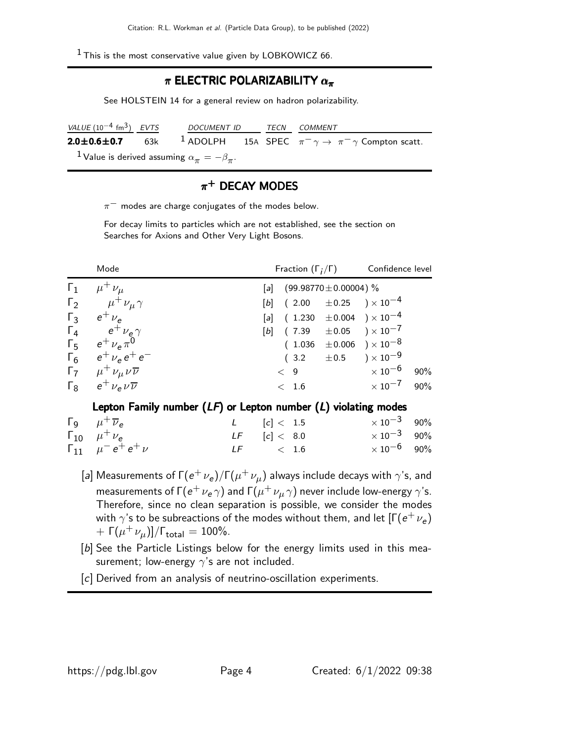[1] This is the most conservative value given by LOBKOWICZ 66.

## $\pi$ ELECTRIC POLARIZABILITY $\alpha_\pi$

See HOLSTEIN 14 for a general review on hadron polarizability.

| VALUE ($10^{-4}$ fm$^3$) | EVTS | DOCUMENT ID | | TECN | COMMENT |
|---|---|---|---|---|---|
| **2.0±0.6±0.7** | 63k | [1] ADOLPH | 15A | SPEC | $\pi^- \gamma \to \pi^- \gamma$ Compton scatt. |

[1] Value is derived assuming $\alpha_\pi = -\beta_\pi$.

## $\pi^+$ DECAY MODES

$\pi^-$ modes are charge conjugates of the modes below.

For decay limits to particles which are not established, see the section on Searches for Axions and Other Very Light Bosons.

| | Mode | | Fraction ($\Gamma_i/\Gamma$) | Confidence level |
|---|---|---|---|---|
| $\Gamma_1$ | $\mu^+ \nu_\mu$ | [a] | $(99.98770 \pm 0.00004)$ % | |
| $\Gamma_2$ | $\mu^+ \nu_\mu \gamma$ | [b] | $(2.00 \pm 0.25) \times 10^{-4}$ | |
| $\Gamma_3$ | $e^+ \nu_e$ | [a] | $(1.230 \pm 0.004) \times 10^{-4}$ | |
| $\Gamma_4$ | $e^+ \nu_e \gamma$ | [b] | $(7.39 \pm 0.05) \times 10^{-7}$ | |
| $\Gamma_5$ | $e^+ \nu_e \pi^0$ | | $(1.036 \pm 0.006) \times 10^{-8}$ | |
| $\Gamma_6$ | $e^+ \nu_e e^+ e^-$ | | $(3.2 \pm 0.5) \times 10^{-9}$ | |
| $\Gamma_7$ | $\mu^+ \nu_\mu \nu \overline{\nu}$ | | $< 9 \times 10^{-6}$ | 90% |
| $\Gamma_8$ | $e^+ \nu_e \nu \overline{\nu}$ | | $< 1.6 \times 10^{-7}$ | 90% |

### Lepton Family number (*LF*) or Lepton number (*L*) violating modes

| | Mode | | | Fraction ($\Gamma_i/\Gamma$) | Confidence level |
|---|---|---|---|---|---|
| $\Gamma_9$ | $\mu^+ \overline{\nu}_e$ | *L* | [c] | $< 1.5 \times 10^{-3}$ | 90% |
| $\Gamma_{10}$ | $\mu^+ \nu_e$ | *LF* | [c] | $< 8.0 \times 10^{-3}$ | 90% |
| $\Gamma_{11}$ | $\mu^- e^+ e^+ \nu$ | *LF* | | $< 1.6 \times 10^{-6}$ | 90% |

[a] Measurements of $\Gamma(e^+ \nu_e)/\Gamma(\mu^+ \nu_\mu)$ always include decays with $\gamma$'s, and measurements of $\Gamma(e^+ \nu_e \gamma)$ and $\Gamma(\mu^+ \nu_\mu \gamma)$ never include low-energy $\gamma$'s. Therefore, since no clean separation is possible, we consider the modes with $\gamma$'s to be subreactions of the modes without them, and let $[\Gamma(e^+ \nu_e) + \Gamma(\mu^+ \nu_\mu)]/\Gamma_{\text{total}} = 100\%$.

[b] See the Particle Listings below for the energy limits used in this measurement; low-energy $\gamma$'s are not included.

[c] Derived from an analysis of neutrino-oscillation experiments.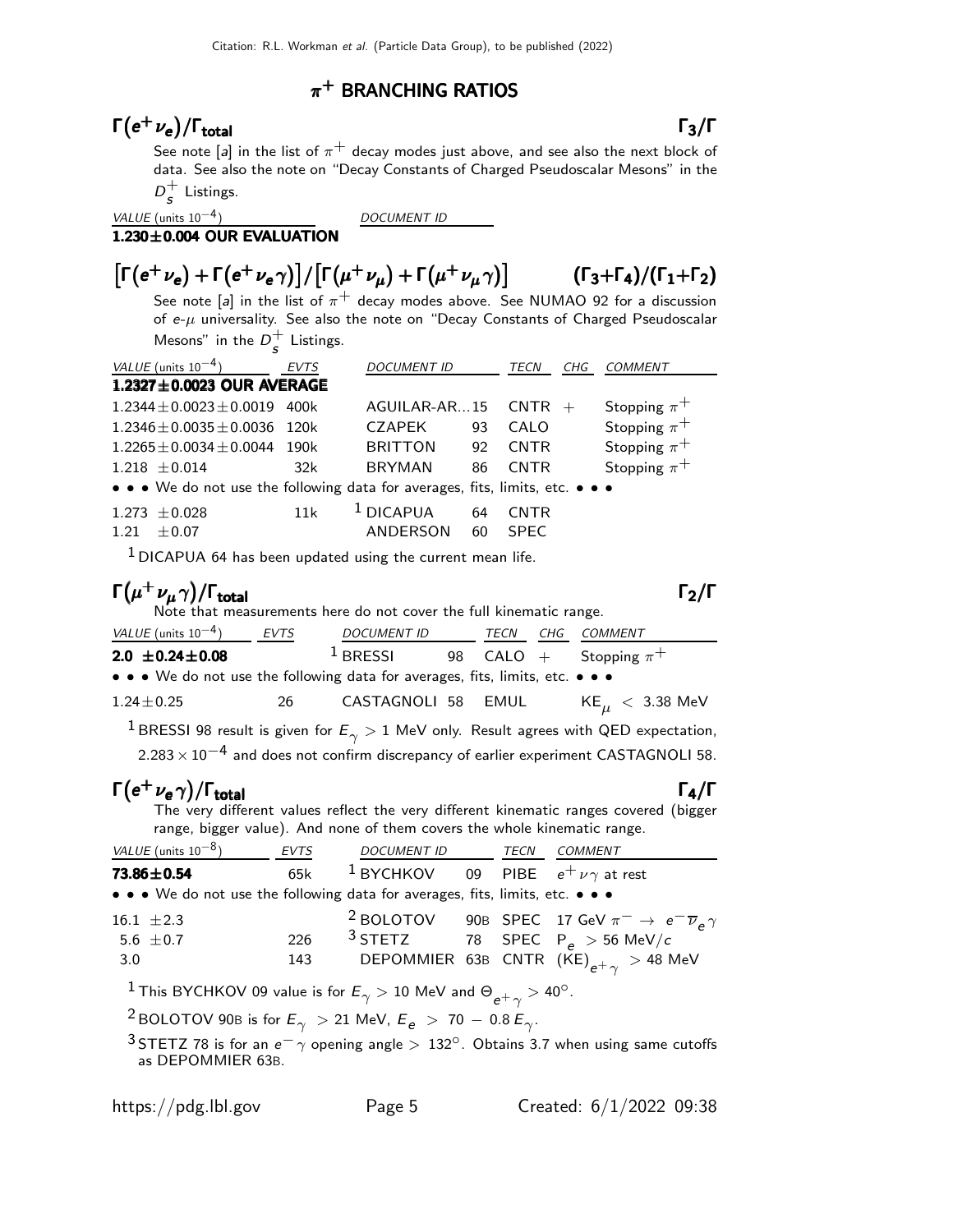## $\pi^+$ BRANCHING RATIOS

### $\Gamma(e^+\nu_e)/\Gamma_{\text{total}}$ $\Gamma_3/\Gamma$

See note [a] in the list of $\pi^+$ decay modes just above, and see also the next block of data. See also the note on "Decay Constants of Charged Pseudoscalar Mesons" in the $D_s^+$ Listings.

| VALUE (units $10^{-4}$) | DOCUMENT ID |
|---|---|
| **1.230±0.004 OUR EVALUATION** | |

### $[\Gamma(e^+\nu_e) + \Gamma(e^+\nu_e\gamma)]/[\Gamma(\mu^+\nu_\mu) + \Gamma(\mu^+\nu_\mu\gamma)]$ $(\Gamma_3+\Gamma_4)/(\Gamma_1+\Gamma_2)$

See note [a] in the list of $\pi^+$ decay modes above. See NUMAO 92 for a discussion of $e$-$\mu$ universality. See also the note on "Decay Constants of Charged Pseudoscalar Mesons" in the $D_s^+$ Listings.

| VALUE (units $10^{-4}$) | EVTS | DOCUMENT ID | | TECN | CHG | COMMENT |
|---|---|---|---|---|---|---|
| **1.2327±0.0023 OUR AVERAGE** | | | | | | |
| 1.2344±0.0023±0.0019 | 400k | AGUILAR-AR... | 15 | CNTR | + | Stopping $\pi^+$ |
| 1.2346±0.0035±0.0036 | 120k | CZAPEK | 93 | CALO | | Stopping $\pi^+$ |
| 1.2265±0.0034±0.0044 | 190k | BRITTON | 92 | CNTR | | Stopping $\pi^+$ |
| 1.218 ±0.014 | 32k | BRYMAN | 86 | CNTR | | Stopping $\pi^+$ |
| • • • We do not use the following data for averages, fits, limits, etc. • • • | | | | | | |
| 1.273 ±0.028 | 11k | [1] DICAPUA | 64 | CNTR | | |
| 1.21 ±0.07 | | ANDERSON | 60 | SPEC | | |

[1] DICAPUA 64 has been updated using the current mean life.

### $\Gamma(\mu^+\nu_\mu\gamma)/\Gamma_{\text{total}}$ $\Gamma_2/\Gamma$

Note that measurements here do not cover the full kinematic range.

| VALUE (units $10^{-4}$) | EVTS | DOCUMENT ID | | TECN | CHG | COMMENT |
|---|---|---|---|---|---|---|
| **2.0 ±0.24±0.08** | | [1] BRESSI | 98 | CALO | + | Stopping $\pi^+$ |
| • • • We do not use the following data for averages, fits, limits, etc. • • • | | | | | | |
| 1.24±0.25 | 26 | CASTAGNOLI | 58 | EMUL | | $KE_\mu < 3.38$ MeV |

[1] BRESSI 98 result is given for $E_\gamma > 1$ MeV only. Result agrees with QED expectation, $2.283 \times 10^{-4}$ and does not confirm discrepancy of earlier experiment CASTAGNOLI 58.

### $\Gamma(e^+\nu_e\gamma)/\Gamma_{\text{total}}$ $\Gamma_4/\Gamma$

The very different values reflect the very different kinematic ranges covered (bigger range, bigger value). And none of them covers the whole kinematic range.

| VALUE (units $10^{-8}$) | EVTS | DOCUMENT ID | | TECN | COMMENT |
|---|---|---|---|---|---|
| **73.86±0.54** | 65k | [1] BYCHKOV | 09 | PIBE | $e^+\nu\gamma$ at rest |
| • • • We do not use the following data for averages, fits, limits, etc. • • • | | | | | |
| 16.1 ±2.3 | | [2] BOLOTOV | 90B | SPEC | 17 GeV $\pi^- \to e^-\overline{\nu}_e\gamma$ |
| 5.6 ±0.7 | 226 | [3] STETZ | 78 | SPEC | $P_e > 56$ MeV/$c$ |
| 3.0 | 143 | DEPOMMIER | 63B | CNTR | $(KE)_{e^+\gamma} > 48$ MeV |

[1] This BYCHKOV 09 value is for $E_\gamma > 10$ MeV and $\Theta_{e^+\gamma} > 40°$.

[2] BOLOTOV 90B is for $E_\gamma > 21$ MeV, $E_e > 70 - 0.8\,E_\gamma$.

[3] STETZ 78 is for an $e^-\gamma$ opening angle $> 132°$. Obtains 3.7 when using same cutoffs as DEPOMMIER 63B.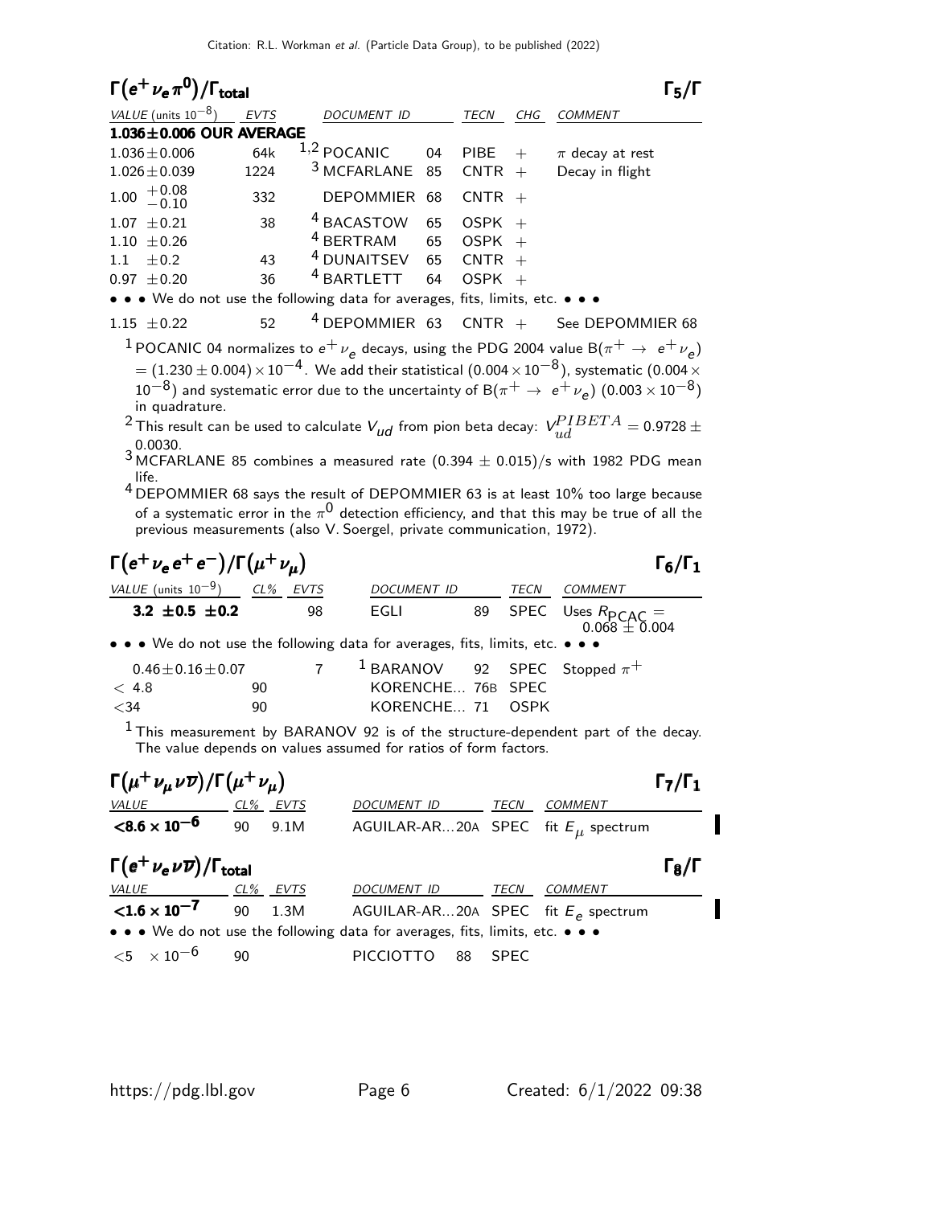## $\Gamma(e^+\nu_e\pi^0)/\Gamma_{\text{total}}$ $\Gamma_5/\Gamma$

| VALUE (units $10^{-8}$) | EVTS | DOCUMENT ID | | TECN | CHG | COMMENT |
|---|---|---|---|---|---|---|
| **1.036±0.006 OUR AVERAGE** | | | | | | |
| 1.036±0.006 | 64k | [1,2] POCANIC | 04 | PIBE | + | $\pi$ decay at rest |
| 1.026±0.039 | 1224 | [3] MCFARLANE | 85 | CNTR | + | Decay in flight |
| $1.00\ ^{+0.08}_{-0.10}$ | 332 | DEPOMMIER | 68 | CNTR | + | |
| 1.07 ±0.21 | 38 | [4] BACASTOW | 65 | OSPK | + | |
| 1.10 ±0.26 | | [4] BERTRAM | 65 | OSPK | + | |
| 1.1 ±0.2 | 43 | [4] DUNAITSEV | 65 | CNTR | + | |
| 0.97 ±0.20 | 36 | [4] BARTLETT | 64 | OSPK | + | |
| • • • We do not use the following data for averages, fits, limits, etc. • • • | | | | | | |
| 1.15 ±0.22 | 52 | [4] DEPOMMIER | 63 | CNTR | + | See DEPOMMIER 68 |

[1] POCANIC 04 normalizes to $e^+\nu_e$ decays, using the PDG 2004 value B($\pi^+ \rightarrow e^+\nu_e$) $= (1.230 \pm 0.004) \times 10^{-4}$. We add their statistical ($0.004 \times 10^{-8}$), systematic ($0.004 \times 10^{-8}$) and systematic error due to the uncertainty of B($\pi^+ \rightarrow e^+\nu_e$) ($0.003 \times 10^{-8}$) in quadrature.

[2] This result can be used to calculate $V_{ud}$ from pion beta decay: $V_{ud}^{PIBETA} = 0.9728 \pm 0.0030$.

[3] MCFARLANE 85 combines a measured rate $(0.394 \pm 0.015)$/s with 1982 PDG mean life.

[4] DEPOMMIER 68 says the result of DEPOMMIER 63 is at least 10% too large because of a systematic error in the $\pi^0$ detection efficiency, and that this may be true of all the previous measurements (also V. Soergel, private communication, 1972).

## $\Gamma(e^+\nu_e e^+e^-)/\Gamma(\mu^+\nu_\mu)$ $\Gamma_6/\Gamma_1$

| VALUE (units $10^{-9}$) | CL% | EVTS | DOCUMENT ID | | TECN | COMMENT |
|---|---|---|---|---|---|---|
| **3.2 ±0.5 ±0.2** | | 98 | EGLI | 89 | SPEC | Uses $R_{\text{PCAC}} = 0.068 \pm 0.004$ |
| • • • We do not use the following data for averages, fits, limits, etc. • • • | | | | | | |
| 0.46±0.16±0.07 | | 7 | [1] BARANOV | 92 | SPEC | Stopped $\pi^+$ |
| < 4.8 | 90 | | KORENCHE... | 76B | SPEC | |
| <34 | 90 | | KORENCHE... | 71 | OSPK | |

[1] This measurement by BARANOV 92 is of the structure-dependent part of the decay. The value depends on values assumed for ratios of form factors.

## $\Gamma(\mu^+\nu_\mu\nu\overline{\nu})/\Gamma(\mu^+\nu_\mu)$ $\Gamma_7/\Gamma_1$

| VALUE | CL% | EVTS | DOCUMENT ID | TECN | COMMENT |
|---|---|---|---|---|---|
| **<8.6 × 10$^{-6}$** | 90 | 9.1M | AGUILAR-AR...20A | SPEC | fit $E_\mu$ spectrum |

## $\Gamma(e^+\nu_e\nu\overline{\nu})/\Gamma_{\text{total}}$ $\Gamma_8/\Gamma$

| VALUE | CL% | EVTS | DOCUMENT ID | | TECN | COMMENT |
|---|---|---|---|---|---|---|
| **<1.6 × 10$^{-7}$** | 90 | 1.3M | AGUILAR-AR...20A | | SPEC | fit $E_e$ spectrum |
| • • • We do not use the following data for averages, fits, limits, etc. • • • | | | | | | |
| <5 × 10$^{-6}$ | 90 | | PICCIOTTO | 88 | SPEC | |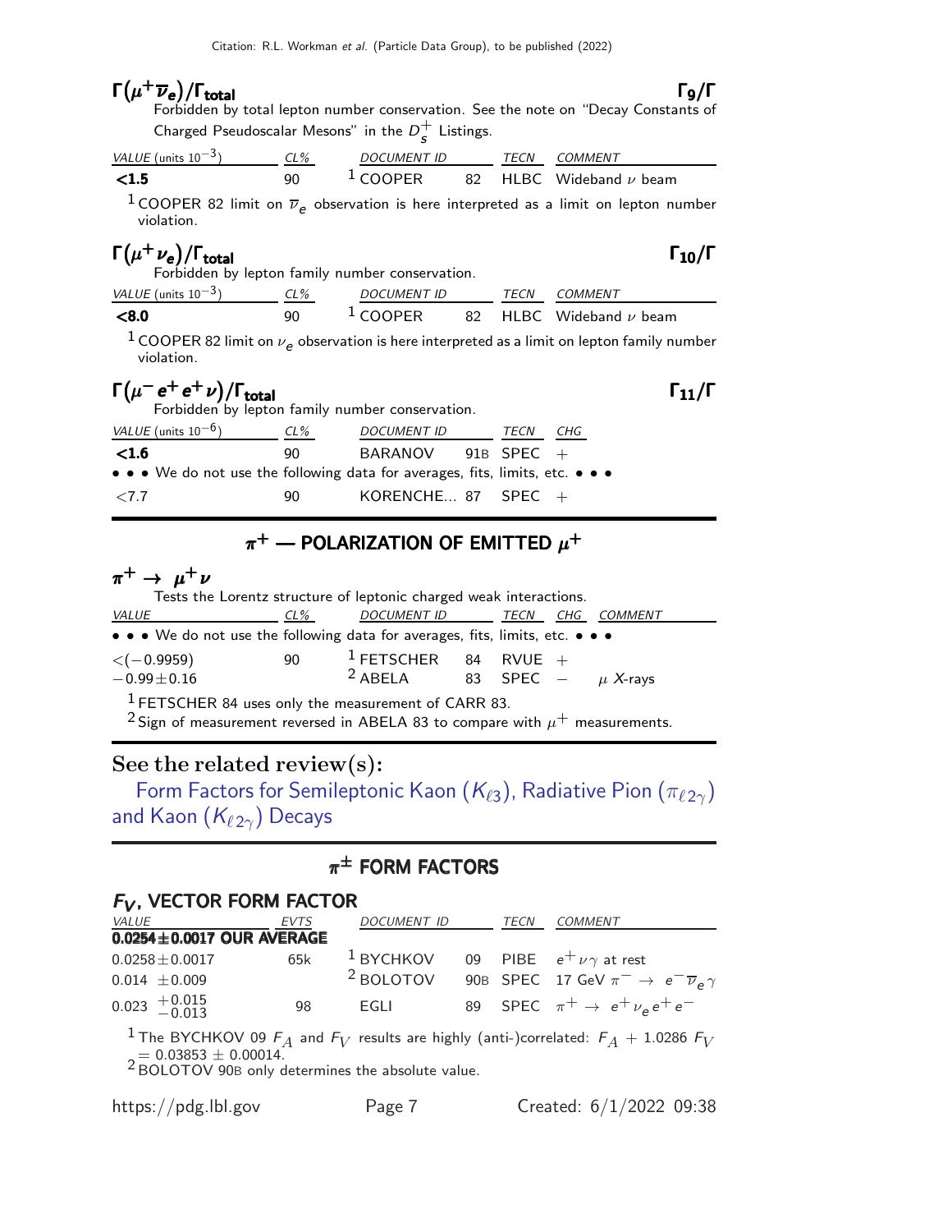### $\Gamma(\mu^+ \overline{\nu}_e)/\Gamma_{total}$ $\Gamma_9/\Gamma$

Forbidden by total lepton number conservation. See the note on "Decay Constants of Charged Pseudoscalar Mesons" in the $D_s^+$ Listings.

| VALUE (units $10^{-3}$) | CL% | DOCUMENT ID | | TECN | COMMENT |
|---|---|---|---|---|---|
| **<1.5** | 90 | [1] COOPER | 82 | HLBC | Wideband $\nu$ beam |

[1] COOPER 82 limit on $\overline{\nu}_e$ observation is here interpreted as a limit on lepton number violation.

### $\Gamma(\mu^+ \nu_e)/\Gamma_{total}$ $\Gamma_{10}/\Gamma$

Forbidden by lepton family number conservation.

| VALUE (units $10^{-3}$) | CL% | DOCUMENT ID | | TECN | COMMENT |
|---|---|---|---|---|---|
| **<8.0** | 90 | [1] COOPER | 82 | HLBC | Wideband $\nu$ beam |

[1] COOPER 82 limit on $\nu_e$ observation is here interpreted as a limit on lepton family number violation.

### $\Gamma(\mu^- e^+ e^+ \nu)/\Gamma_{total}$ $\Gamma_{11}/\Gamma$

Forbidden by lepton family number conservation.

| VALUE (units $10^{-6}$) | CL% | DOCUMENT ID | | TECN | CHG |
|---|---|---|---|---|---|
| **<1.6** | 90 | BARANOV | 91B | SPEC | + |
| • • • We do not use the following data for averages, fits, limits, etc. • • • | | | | | |
| <7.7 | 90 | KORENCHE... | 87 | SPEC | + |

## $\pi^+$ — POLARIZATION OF EMITTED $\mu^+$

### $\pi^+ \to \mu^+ \nu$

Tests the Lorentz structure of leptonic charged weak interactions.

| VALUE | CL% | DOCUMENT ID | | TECN | CHG | COMMENT |
|---|---|---|---|---|---|---|
| • • • We do not use the following data for averages, fits, limits, etc. • • • | | | | | | |
| <(−0.9959) | 90 | [1] FETSCHER | 84 | RVUE | + | |
| −0.99±0.16 | | [2] ABELA | 83 | SPEC | − | $\mu$ X-rays |

[1] FETSCHER 84 uses only the measurement of CARR 83.
[2] Sign of measurement reversed in ABELA 83 to compare with $\mu^+$ measurements.

## See the related review(s):

Form Factors for Semileptonic Kaon ($K_{\ell 3}$), Radiative Pion ($\pi_{\ell 2 \gamma}$) and Kaon ($K_{\ell 2 \gamma}$) Decays

## $\pi^{\pm}$ FORM FACTORS

### $F_V$, VECTOR FORM FACTOR

| VALUE | EVTS | DOCUMENT ID | | TECN | COMMENT |
|---|---|---|---|---|---|
| **0.0254±0.0017 OUR AVERAGE** | | | | | |
| 0.0258±0.0017 | 65k | [1] BYCHKOV | 09 | PIBE | $e^+ \nu \gamma$ at rest |
| 0.014 ±0.009 | | [2] BOLOTOV | 90B | SPEC | 17 GeV $\pi^- \to e^- \overline{\nu}_e \gamma$ |
| $0.023\ ^{+0.015}_{-0.013}$ | 98 | EGLI | 89 | SPEC | $\pi^+ \to e^+ \nu_e e^+ e^-$ |

[1] The BYCHKOV 09 $F_A$ and $F_V$ results are highly (anti-)correlated: $F_A + 1.0286\ F_V = 0.03853 \pm 0.00014$.
[2] BOLOTOV 90B only determines the absolute value.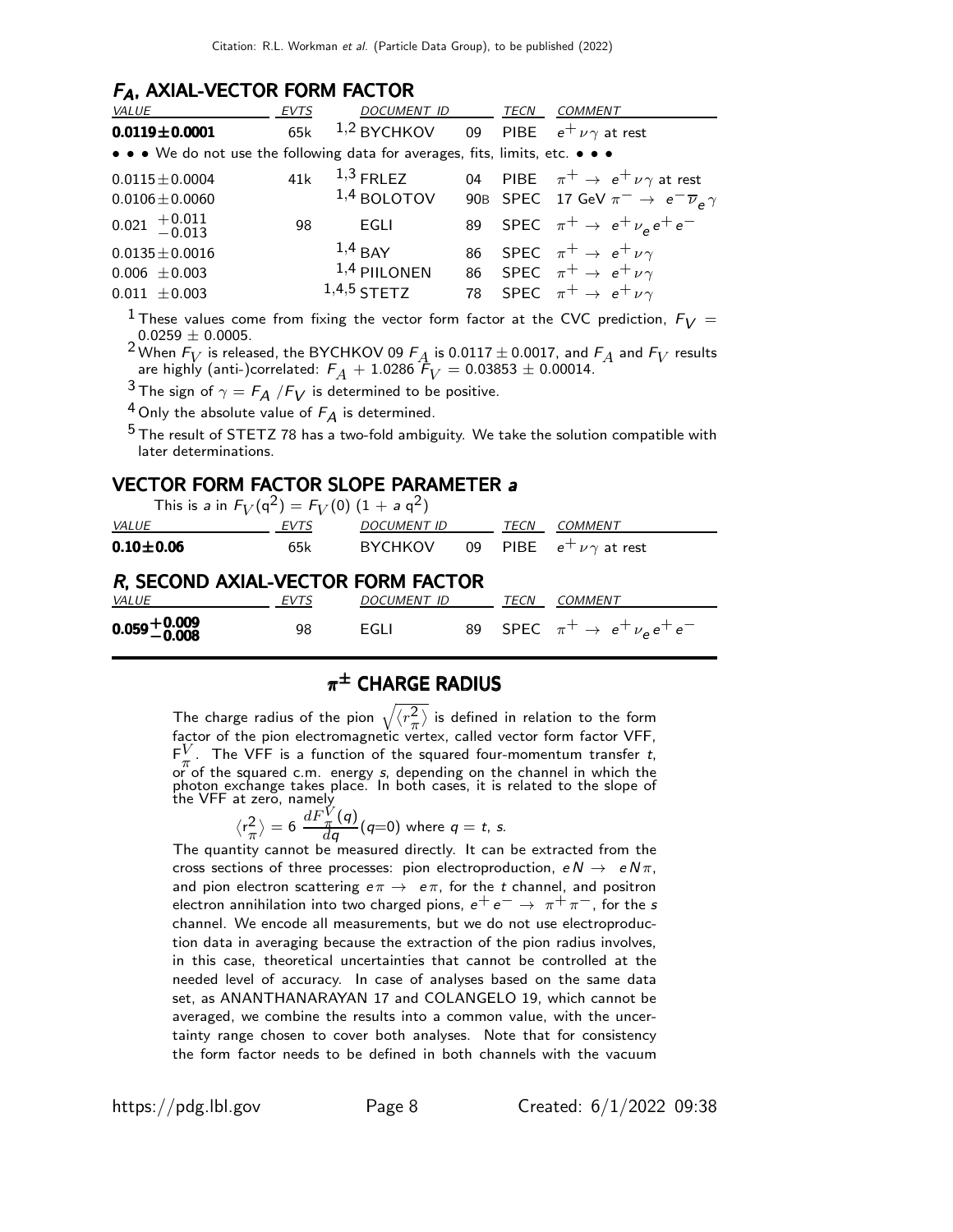## $F_A$, AXIAL-VECTOR FORM FACTOR

| VALUE | EVTS | DOCUMENT ID | | TECN | COMMENT |
|---|---|---|---|---|---|
| **0.0119±0.0001** | 65k | [1,2] BYCHKOV | 09 | PIBE | $e^+ \nu \gamma$ at rest |
| • • • We do not use the following data for averages, fits, limits, etc. • • • | | | | | |
| 0.0115±0.0004 | 41k | [1,3] FRLEZ | 04 | PIBE | $\pi^+ \to e^+ \nu \gamma$ at rest |
| 0.0106±0.0060 | | [1,4] BOLOTOV | 90B | SPEC | 17 GeV $\pi^- \to e^- \overline{\nu}_e \gamma$ |
| $0.021\ ^{+0.011}_{-0.013}$ | 98 | EGLI | 89 | SPEC | $\pi^+ \to e^+ \nu_e e^+ e^-$ |
| 0.0135±0.0016 | | [1,4] BAY | 86 | SPEC | $\pi^+ \to e^+ \nu \gamma$ |
| 0.006 ±0.003 | | [1,4] PIILONEN | 86 | SPEC | $\pi^+ \to e^+ \nu \gamma$ |
| 0.011 ±0.003 | | [1,4,5] STETZ | 78 | SPEC | $\pi^+ \to e^+ \nu \gamma$ |

[1] These values come from fixing the vector form factor at the CVC prediction, $F_V = 0.0259 \pm 0.0005$.

[2] When $F_V$ is released, the BYCHKOV 09 $F_A$ is $0.0117 \pm 0.0017$, and $F_A$ and $F_V$ results are highly (anti-)correlated: $F_A + 1.0286\, F_V = 0.03853 \pm 0.00014$.

[3] The sign of $\gamma = F_A / F_V$ is determined to be positive.

[4] Only the absolute value of $F_A$ is determined.

[5] The result of STETZ 78 has a two-fold ambiguity. We take the solution compatible with later determinations.

## VECTOR FORM FACTOR SLOPE PARAMETER $a$

This is $a$ in $F_V(q^2) = F_V(0)\ (1 + a\, q^2)$

| VALUE | EVTS | DOCUMENT ID | | TECN | COMMENT |
|---|---|---|---|---|---|
| **0.10±0.06** | 65k | BYCHKOV | 09 | PIBE | $e^+ \nu \gamma$ at rest |

## $R$, SECOND AXIAL-VECTOR FORM FACTOR

| VALUE | EVTS | DOCUMENT ID | | TECN | COMMENT |
|---|---|---|---|---|---|
| $\mathbf{0.059^{+0.009}_{-0.008}}$ | 98 | EGLI | 89 | SPEC | $\pi^+ \to e^+ \nu_e e^+ e^-$ |

# $\pi^{\pm}$ CHARGE RADIUS

The charge radius of the pion $\sqrt{\langle r^2_\pi \rangle}$ is defined in relation to the form factor of the pion electromagnetic vertex, called vector form factor VFF, $F^V_\pi$. The VFF is a function of the squared four-momentum transfer $t$, or of the squared c.m. energy $s$, depending on the channel in which the photon exchange takes place. In both cases, it is related to the slope of the VFF at zero, namely

$$\langle r^2_\pi \rangle = 6\ \frac{dF^V_\pi(q)}{dq}(q{=}0) \text{ where } q = t,\ s.$$

The quantity cannot be measured directly. It can be extracted from the cross sections of three processes: pion electroproduction, $eN \to eN\pi$, and pion electron scattering $e\pi \to e\pi$, for the $t$ channel, and positron electron annihilation into two charged pions, $e^+e^- \to \pi^+\pi^-$, for the $s$ channel. We encode all measurements, but we do not use electroproduction data in averaging because the extraction of the pion radius involves, in this case, theoretical uncertainties that cannot be controlled at the needed level of accuracy. In case of analyses based on the same data set, as ANANTHANARAYAN 17 and COLANGELO 19, which cannot be averaged, we combine the results into a common value, with the uncertainty range chosen to cover both analyses. Note that for consistency the form factor needs to be defined in both channels with the vacuum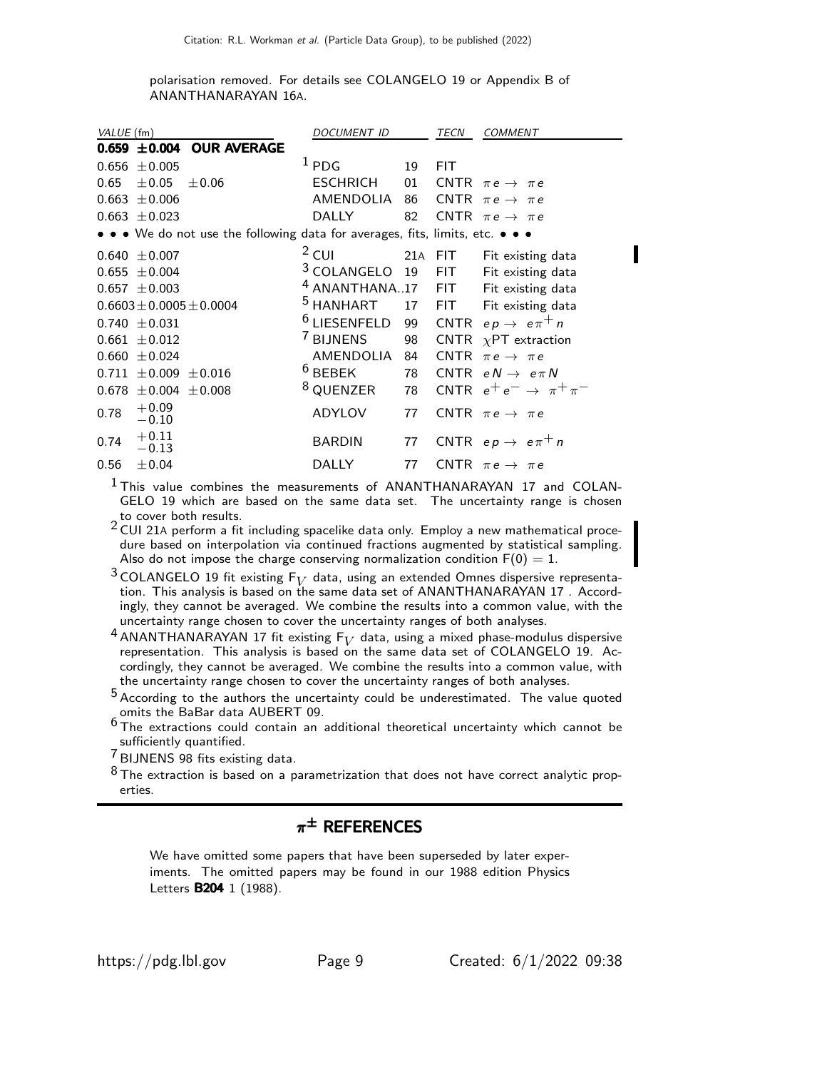polarisation removed. For details see COLANGELO 19 or Appendix B of ANANTHANARAYAN 16A.

| VALUE (fm) | DOCUMENT ID | | TECN | COMMENT |
|---|---|---|---|---|
| **0.659 ±0.004 OUR AVERAGE** | | | | |
| 0.656 ±0.005 | [1] PDG | 19 | FIT | |
| 0.65 ±0.05 ±0.06 | ESCHRICH | 01 | CNTR | $\pi e \rightarrow \pi e$ |
| 0.663 ±0.006 | AMENDOLIA | 86 | CNTR | $\pi e \rightarrow \pi e$ |
| 0.663 ±0.023 | DALLY | 82 | CNTR | $\pi e \rightarrow \pi e$ |
| • • • We do not use the following data for averages, fits, limits, etc. • • • | | | | |
| 0.640 ±0.007 | [2] CUI | 21A | FIT | Fit existing data |
| 0.655 ±0.004 | [3] COLANGELO | 19 | FIT | Fit existing data |
| 0.657 ±0.003 | [4] ANANTHANA..17 | | FIT | Fit existing data |
| 0.6603±0.0005±0.0004 | [5] HANHART | 17 | FIT | Fit existing data |
| 0.740 ±0.031 | [6] LIESENFELD | 99 | CNTR | $e p \rightarrow e \pi^+ n$ |
| 0.661 ±0.012 | [7] BIJNENS | 98 | CNTR | $\chi$PT extraction |
| 0.660 ±0.024 | AMENDOLIA | 84 | CNTR | $\pi e \rightarrow \pi e$ |
| 0.711 ±0.009 ±0.016 | [6] BEBEK | 78 | CNTR | $e N \rightarrow e \pi N$ |
| 0.678 ±0.004 ±0.008 | [8] QUENZER | 78 | CNTR | $e^+ e^- \rightarrow \pi^+ \pi^-$ |
| 0.78 $^{+0.09}_{-0.10}$ | ADYLOV | 77 | CNTR | $\pi e \rightarrow \pi e$ |
| 0.74 $^{+0.11}_{-0.13}$ | BARDIN | 77 | CNTR | $e p \rightarrow e \pi^+ n$ |
| 0.56 ±0.04 | DALLY | 77 | CNTR | $\pi e \rightarrow \pi e$ |

[1] This value combines the measurements of ANANTHANARAYAN 17 and COLANGELO 19 which are based on the same data set. The uncertainty range is chosen to cover both results.

[2] CUI 21A perform a fit including spacelike data only. Employ a new mathematical procedure based on interpolation via continued fractions augmented by statistical sampling. Also do not impose the charge conserving normalization condition F(0) = 1.

[3] COLANGELO 19 fit existing $F_V$ data, using an extended Omnes dispersive representation. This analysis is based on the same data set of ANANTHANARAYAN 17 . Accordingly, they cannot be averaged. We combine the results into a common value, with the uncertainty range chosen to cover the uncertainty ranges of both analyses.

[4] ANANTHANARAYAN 17 fit existing $F_V$ data, using a mixed phase-modulus dispersive representation. This analysis is based on the same data set of COLANGELO 19. Accordingly, they cannot be averaged. We combine the results into a common value, with the uncertainty range chosen to cover the uncertainty ranges of both analyses.

[5] According to the authors the uncertainty could be underestimated. The value quoted omits the BaBar data AUBERT 09.

[6] The extractions could contain an additional theoretical uncertainty which cannot be sufficiently quantified.

[7] BIJNENS 98 fits existing data.

[8] The extraction is based on a parametrization that does not have correct analytic properties.

## $\pi^\pm$ REFERENCES

We have omitted some papers that have been superseded by later experiments. The omitted papers may be found in our 1988 edition Physics Letters **B204** 1 (1988).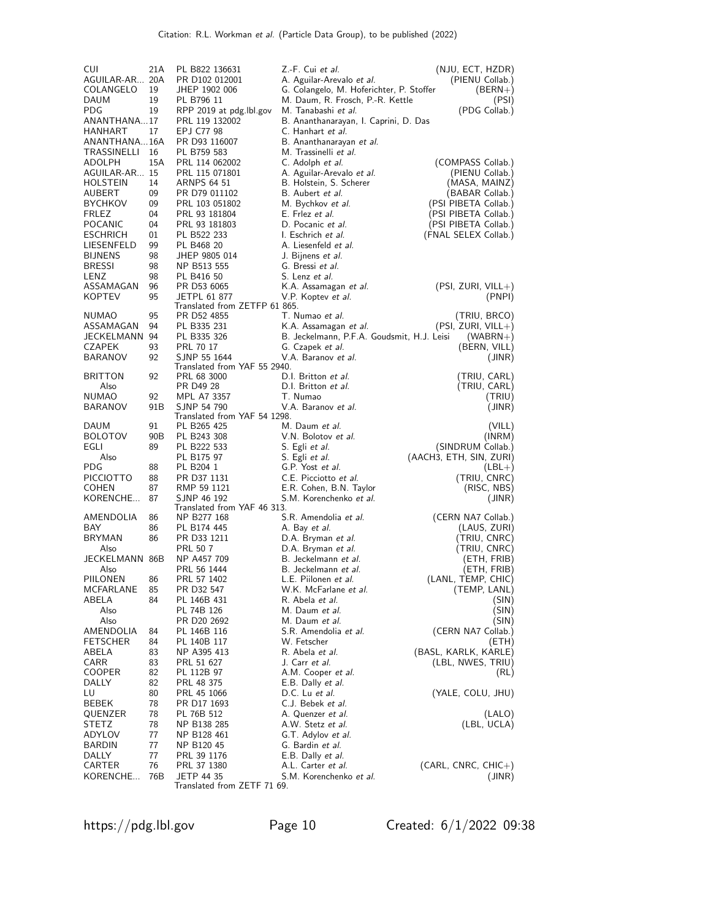| | | | | |
|---|---|---|---|---|
| CUI | 21A | PL B822 136631 | Z.-F. Cui *et al.* | (NJU, ECT, HZDR) |
| AGUILAR-AR... | 20A | PR D102 012001 | A. Aguilar-Arevalo *et al.* | (PIENU Collab.) |
| COLANGELO | 19 | JHEP 1902 006 | G. Colangelo, M. Hoferichter, P. Stoffer | (BERN+) |
| DAUM | 19 | PL B796 11 | M. Daum, R. Frosch, P.-R. Kettle | (PSI) |
| PDG | 19 | RPP 2019 at pdg.lbl.gov | M. Tanabashi *et al.* | (PDG Collab.) |
| ANANTHANA... | 17 | PRL 119 132002 | B. Ananthanarayan, I. Caprini, D. Das | |
| HANHART | 17 | EPJ C77 98 | C. Hanhart *et al.* | |
| ANANTHANA... | 16A | PR D93 116007 | B. Ananthanarayan *et al.* | |
| TRASSINELLI | 16 | PL B759 583 | M. Trassinelli *et al.* | |
| ADOLPH | 15A | PRL 114 062002 | C. Adolph *et al.* | (COMPASS Collab.) |
| AGUILAR-AR... | 15 | PRL 115 071801 | A. Aguilar-Arevalo *et al.* | (PIENU Collab.) |
| HOLSTEIN | 14 | ARNPS 64 51 | B. Holstein, S. Scherer | (MASA, MAINZ) |
| AUBERT | 09 | PR D79 011102 | B. Aubert *et al.* | (BABAR Collab.) |
| BYCHKOV | 09 | PRL 103 051802 | M. Bychkov *et al.* | (PSI PIBETA Collab.) |
| FRLEZ | 04 | PRL 93 181804 | E. Frlez *et al.* | (PSI PIBETA Collab.) |
| POCANIC | 04 | PRL 93 181803 | D. Pocanic *et al.* | (PSI PIBETA Collab.) |
| ESCHRICH | 01 | PL B522 233 | I. Eschrich *et al.* | (FNAL SELEX Collab.) |
| LIESENFELD | 99 | PL B468 20 | A. Liesenfeld *et al.* | |
| BIJNENS | 98 | JHEP 9805 014 | J. Bijnens *et al.* | |
| BRESSI | 98 | NP B513 555 | G. Bressi *et al.* | |
| LENZ | 98 | PL B416 50 | S. Lenz *et al.* | |
| ASSAMAGAN | 96 | PR D53 6065 | K.A. Assamagan *et al.* | (PSI, ZURI, VILL+) |
| KOPTEV | 95 | JETPL 61 877 | V.P. Koptev *et al.* | (PNPI) |
| | | Translated from ZETFP 61 865. | | |
| NUMAO | 95 | PR D52 4855 | T. Numao *et al.* | (TRIU, BRCO) |
| ASSAMAGAN | 94 | PL B335 231 | K.A. Assamagan *et al.* | (PSI, ZURI, VILL+) |
| JECKELMANN | 94 | PL B335 326 | B. Jeckelmann, P.F.A. Goudsmit, H.J. Leisi | (WABRN+) |
| CZAPEK | 93 | PRL 70 17 | G. Czapek *et al.* | (BERN, VILL) |
| BARANOV | 92 | SJNP 55 1644 | V.A. Baranov *et al.* | (JINR) |
| | | Translated from YAF 55 2940. | | |
| BRITTON | 92 | PRL 68 3000 | D.I. Britton *et al.* | (TRIU, CARL) |
| Also | | PR D49 28 | D.I. Britton *et al.* | (TRIU, CARL) |
| NUMAO | 92 | MPL A7 3357 | T. Numao | (TRIU) |
| BARANOV | 91B | SJNP 54 790 | V.A. Baranov *et al.* | (JINR) |
| | | Translated from YAF 54 1298. | | |
| DAUM | 91 | PL B265 425 | M. Daum *et al.* | (VILL) |
| BOLOTOV | 90B | PL B243 308 | V.N. Bolotov *et al.* | (INRM) |
| EGLI | 89 | PL B222 533 | S. Egli *et al.* | (SINDRUM Collab.) |
| Also | | PL B175 97 | S. Egli *et al.* | (AACH3, ETH, SIN, ZURI) |
| PDG | 88 | PL B204 1 | G.P. Yost *et al.* | (LBL+) |
| PICCIOTTO | 88 | PR D37 1131 | C.E. Picciotto *et al.* | (TRIU, CNRC) |
| COHEN | 87 | RMP 59 1121 | E.R. Cohen, B.N. Taylor | (RISC, NBS) |
| KORENCHE... | 87 | SJNP 46 192 | S.M. Korenchenko *et al.* | (JINR) |
| | | Translated from YAF 46 313. | | |
| AMENDOLIA | 86 | NP B277 168 | S.R. Amendolia *et al.* | (CERN NA7 Collab.) |
| BAY | 86 | PL B174 445 | A. Bay *et al.* | (LAUS, ZURI) |
| BRYMAN | 86 | PR D33 1211 | D.A. Bryman *et al.* | (TRIU, CNRC) |
| Also | | PRL 50 7 | D.A. Bryman *et al.* | (TRIU, CNRC) |
| JECKELMANN | 86B | NP A457 709 | B. Jeckelmann *et al.* | (ETH, FRIB) |
| Also | | PRL 56 1444 | B. Jeckelmann *et al.* | (ETH, FRIB) |
| PIILONEN | 86 | PRL 57 1402 | L.E. Piilonen *et al.* | (LANL, TEMP, CHIC) |
| MCFARLANE | 85 | PR D32 547 | W.K. McFarlane *et al.* | (TEMP, LANL) |
| ABELA | 84 | PL 146B 431 | R. Abela *et al.* | (SIN) |
| Also | | PL 74B 126 | M. Daum *et al.* | (SIN) |
| Also | | PR D20 2692 | M. Daum *et al.* | (SIN) |
| AMENDOLIA | 84 | PL 146B 116 | S.R. Amendolia *et al.* | (CERN NA7 Collab.) |
| FETSCHER | 84 | PL 140B 117 | W. Fetscher | (ETH) |
| ABELA | 83 | NP A395 413 | R. Abela *et al.* | (BASL, KARLK, KARLE) |
| CARR | 83 | PRL 51 627 | J. Carr *et al.* | (LBL, NWES, TRIU) |
| COOPER | 82 | PL 112B 97 | A.M. Cooper *et al.* | (RL) |
| DALLY | 82 | PRL 48 375 | E.B. Dally *et al.* | |
| LU | 80 | PRL 45 1066 | D.C. Lu *et al.* | (YALE, COLU, JHU) |
| BEBEK | 78 | PR D17 1693 | C.J. Bebek *et al.* | |
| QUENZER | 78 | PL 76B 512 | A. Quenzer *et al.* | (LALO) |
| STETZ | 78 | NP B138 285 | A.W. Stetz *et al.* | (LBL, UCLA) |
| ADYLOV | 77 | NP B128 461 | G.T. Adylov *et al.* | |
| BARDIN | 77 | NP B120 45 | G. Bardin *et al.* | |
| DALLY | 77 | PRL 39 1176 | E.B. Dally *et al.* | |
| CARTER | 76 | PRL 37 1380 | A.L. Carter *et al.* | (CARL, CNRC, CHIC+) |
| KORENCHE... | 76B | JETP 44 35 | S.M. Korenchenko *et al.* | (JINR) |
| | | Translated from ZETF 71 69. | | |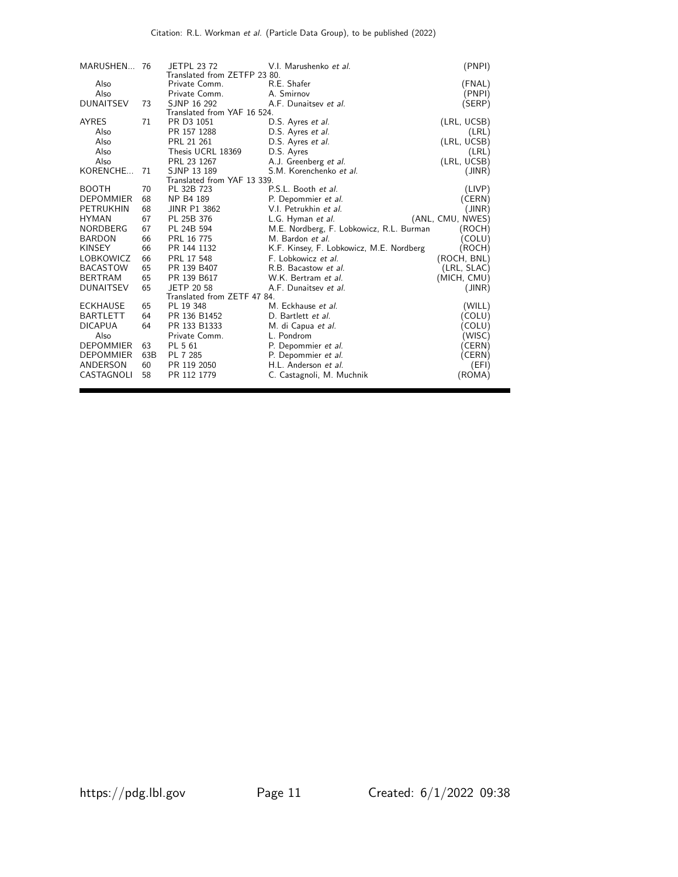| | | | | |
|---|---|---|---|---|
| MARUSHEN... | 76 | JETPL 23 72 | V.I. Marushenko *et al.* | (PNPI) |
| | | Translated from ZETFP 23 80. | | |
| Also | | Private Comm. | R.E. Shafer | (FNAL) |
| Also | | Private Comm. | A. Smirnov | (PNPI) |
| DUNAITSEV | 73 | SJNP 16 292 | A.F. Dunaitsev *et al.* | (SERP) |
| | | Translated from YAF 16 524. | | |
| AYRES | 71 | PR D3 1051 | D.S. Ayres *et al.* | (LRL, UCSB) |
| Also | | PR 157 1288 | D.S. Ayres *et al.* | (LRL) |
| Also | | PRL 21 261 | D.S. Ayres *et al.* | (LRL, UCSB) |
| Also | | Thesis UCRL 18369 | D.S. Ayres | (LRL) |
| Also | | PRL 23 1267 | A.J. Greenberg *et al.* | (LRL, UCSB) |
| KORENCHE... | 71 | SJNP 13 189 | S.M. Korenchenko *et al.* | (JINR) |
| | | Translated from YAF 13 339. | | |
| BOOTH | 70 | PL 32B 723 | P.S.L. Booth *et al.* | (LIVP) |
| DEPOMMIER | 68 | NP B4 189 | P. Depommier *et al.* | (CERN) |
| PETRUKHIN | 68 | JINR P1 3862 | V.I. Petrukhin *et al.* | (JINR) |
| HYMAN | 67 | PL 25B 376 | L.G. Hyman *et al.* | (ANL, CMU, NWES) |
| NORDBERG | 67 | PL 24B 594 | M.E. Nordberg, F. Lobkowicz, R.L. Burman | (ROCH) |
| BARDON | 66 | PRL 16 775 | M. Bardon *et al.* | (COLU) |
| KINSEY | 66 | PR 144 1132 | K.F. Kinsey, F. Lobkowicz, M.E. Nordberg | (ROCH) |
| LOBKOWICZ | 66 | PRL 17 548 | F. Lobkowicz *et al.* | (ROCH, BNL) |
| BACASTOW | 65 | PR 139 B407 | R.B. Bacastow *et al.* | (LRL, SLAC) |
| BERTRAM | 65 | PR 139 B617 | W.K. Bertram *et al.* | (MICH, CMU) |
| DUNAITSEV | 65 | JETP 20 58 | A.F. Dunaitsev *et al.* | (JINR) |
| | | Translated from ZETF 47 84. | | |
| ECKHAUSE | 65 | PL 19 348 | M. Eckhause *et al.* | (WILL) |
| BARTLETT | 64 | PR 136 B1452 | D. Bartlett *et al.* | (COLU) |
| DICAPUA | 64 | PR 133 B1333 | M. di Capua *et al.* | (COLU) |
| Also | | Private Comm. | L. Pondrom | (WISC) |
| DEPOMMIER | 63 | PL 5 61 | P. Depommier *et al.* | (CERN) |
| DEPOMMIER | 63B | PL 7 285 | P. Depommier *et al.* | (CERN) |
| ANDERSON | 60 | PR 119 2050 | H.L. Anderson *et al.* | (EFI) |
| CASTAGNOLI | 58 | PR 112 1779 | C. Castagnoli, M. Muchnik | (ROMA) |